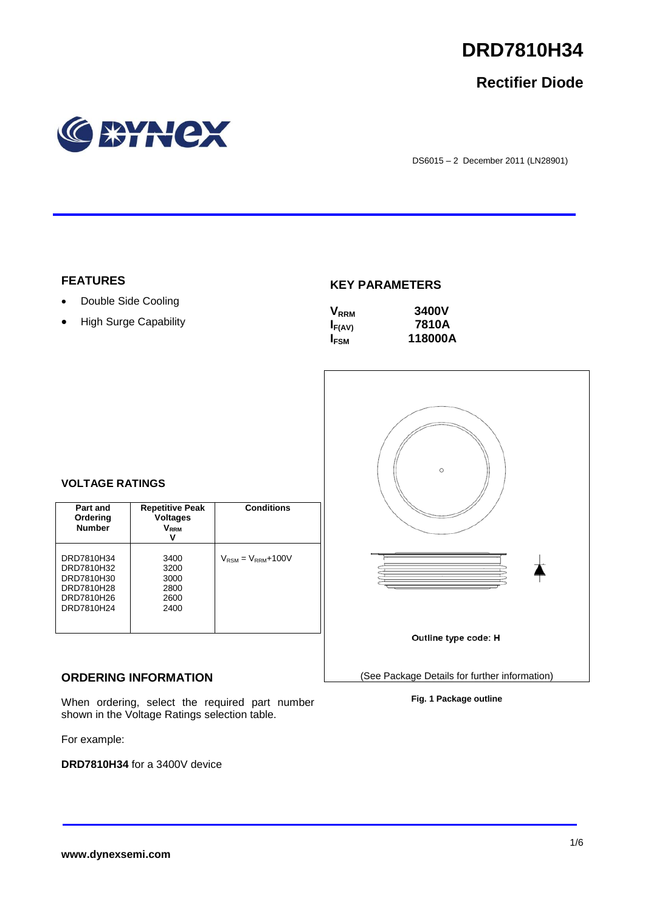# DRD7810H34

## Rectifier Diode

DS6015 – 2 December 2011 (LN28901)

## FEATURES

- Double Side Cooling
- High Surge Capability

## KEY PARAMETERS

| | |
|---|---|
| $V_{RRM}$ | **3400V** |
| $I_{F(AV)}$ | **7810A** |
| $I_{FSM}$ | **118000A** |

## VOLTAGE RATINGS

| Part and Ordering Number | Repetitive Peak Voltages $V_{RRM}$ V | Conditions |
|---|---|---|
| DRD7810H34<br>DRD7810H32<br>DRD7810H30<br>DRD7810H28<br>DRD7810H26<br>DRD7810H24 | 3400<br>3200<br>3000<br>2800<br>2600<br>2400 | $V_{RSM} = V_{RRM}$+100V |

Outline type code: H

(See Package Details for further information)

**Fig. 1 Package outline**

## ORDERING INFORMATION

When ordering, select the required part number shown in the Voltage Ratings selection table.

For example:

**DRD7810H34** for a 3400V device

**www.dynexsemi.com**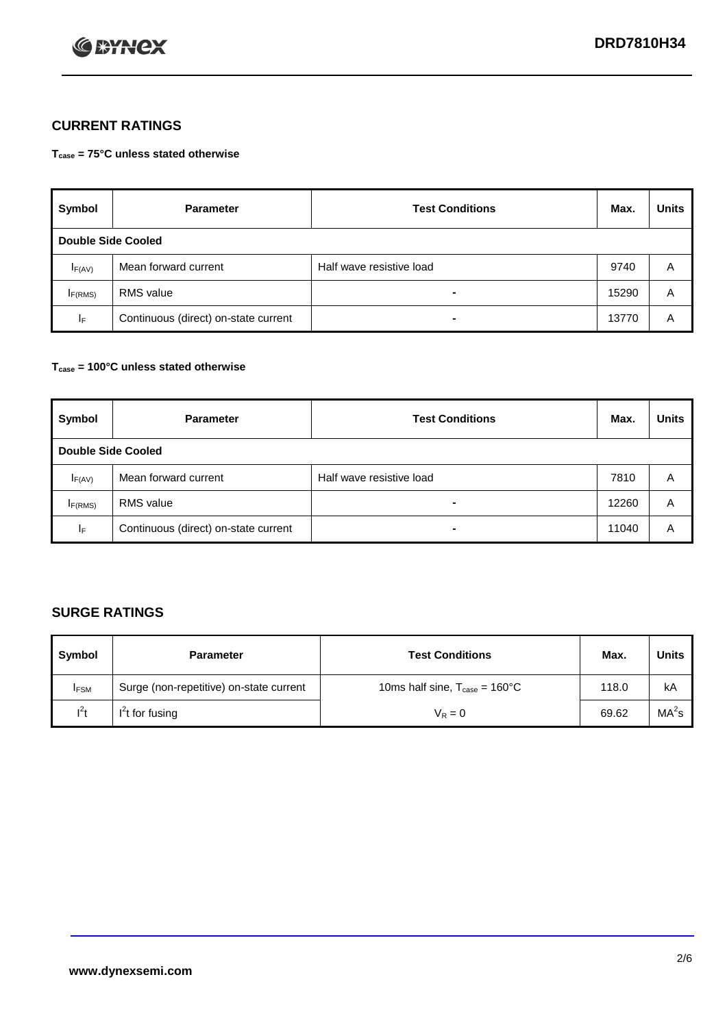## CURRENT RATINGS

**$T_{case}$ = 75°C unless stated otherwise**

| Symbol | Parameter | Test Conditions | Max. | Units |
|---|---|---|---|---|
| **Double Side Cooled** | | | | |
| $I_{F(AV)}$ | Mean forward current | Half wave resistive load | 9740 | A |
| $I_{F(RMS)}$ | RMS value | - | 15290 | A |
| $I_F$ | Continuous (direct) on-state current | - | 13770 | A |

**$T_{case}$ = 100°C unless stated otherwise**

| Symbol | Parameter | Test Conditions | Max. | Units |
|---|---|---|---|---|
| **Double Side Cooled** | | | | |
| $I_{F(AV)}$ | Mean forward current | Half wave resistive load | 7810 | A |
| $I_{F(RMS)}$ | RMS value | - | 12260 | A |
| $I_F$ | Continuous (direct) on-state current | - | 11040 | A |

## SURGE RATINGS

| Symbol | Parameter | Test Conditions | Max. | Units |
|---|---|---|---|---|
| $I_{FSM}$ | Surge (non-repetitive) on-state current | 10ms half sine, $T_{case}$ = 160°C | 118.0 | kA |
| $I^2t$ | $I^2t$ for fusing | $V_R = 0$ | 69.62 | $MA^2s$ |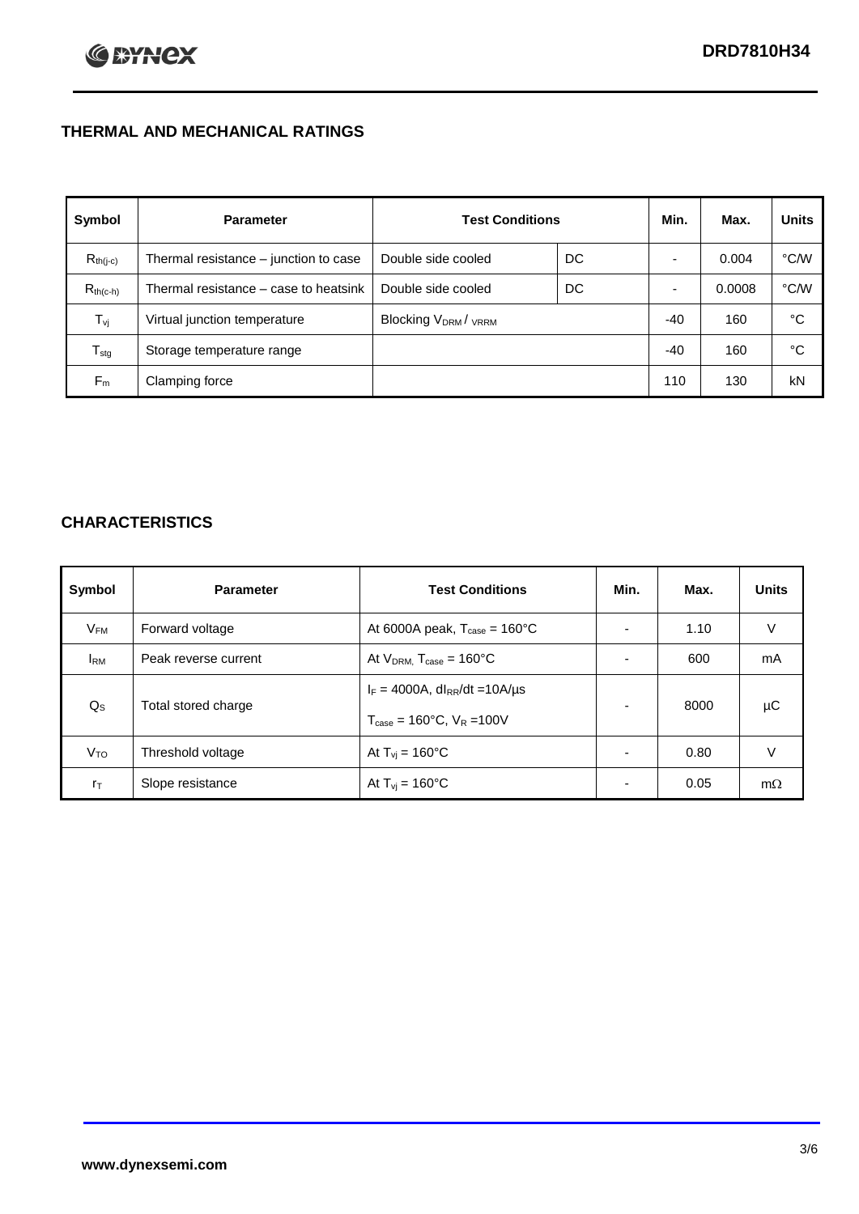## THERMAL AND MECHANICAL RATINGS

| Symbol | Parameter | Test Conditions | | Min. | Max. | Units |
|---|---|---|---|---|---|---|
| $R_{th(j-c)}$ | Thermal resistance – junction to case | Double side cooled | DC | - | 0.004 | °C/W |
| $R_{th(c-h)}$ | Thermal resistance – case to heatsink | Double side cooled | DC | - | 0.0008 | °C/W |
| $T_{vj}$ | Virtual junction temperature | Blocking $V_{DRM}$ / $_{VRRM}$ | | -40 | 160 | °C |
| $T_{stg}$ | Storage temperature range | | | -40 | 160 | °C |
| $F_m$ | Clamping force | | | 110 | 130 | kN |

## CHARACTERISTICS

| Symbol | Parameter | Test Conditions | Min. | Max. | Units |
|---|---|---|---|---|---|
| $V_{FM}$ | Forward voltage | At 6000A peak, $T_{case}$ = 160°C | - | 1.10 | V |
| $I_{RM}$ | Peak reverse current | At $V_{DRM,}$ $T_{case}$ = 160°C | - | 600 | mA |
| $Q_S$ | Total stored charge | $I_F$ = 4000A, $dI_{RR}/dt$ =10A/µs<br>$T_{case}$ = 160°C, $V_R$ =100V | - | 8000 | µC |
| $V_{TO}$ | Threshold voltage | At $T_{vj}$ = 160°C | - | 0.80 | V |
| $r_T$ | Slope resistance | At $T_{vj}$ = 160°C | - | 0.05 | mΩ |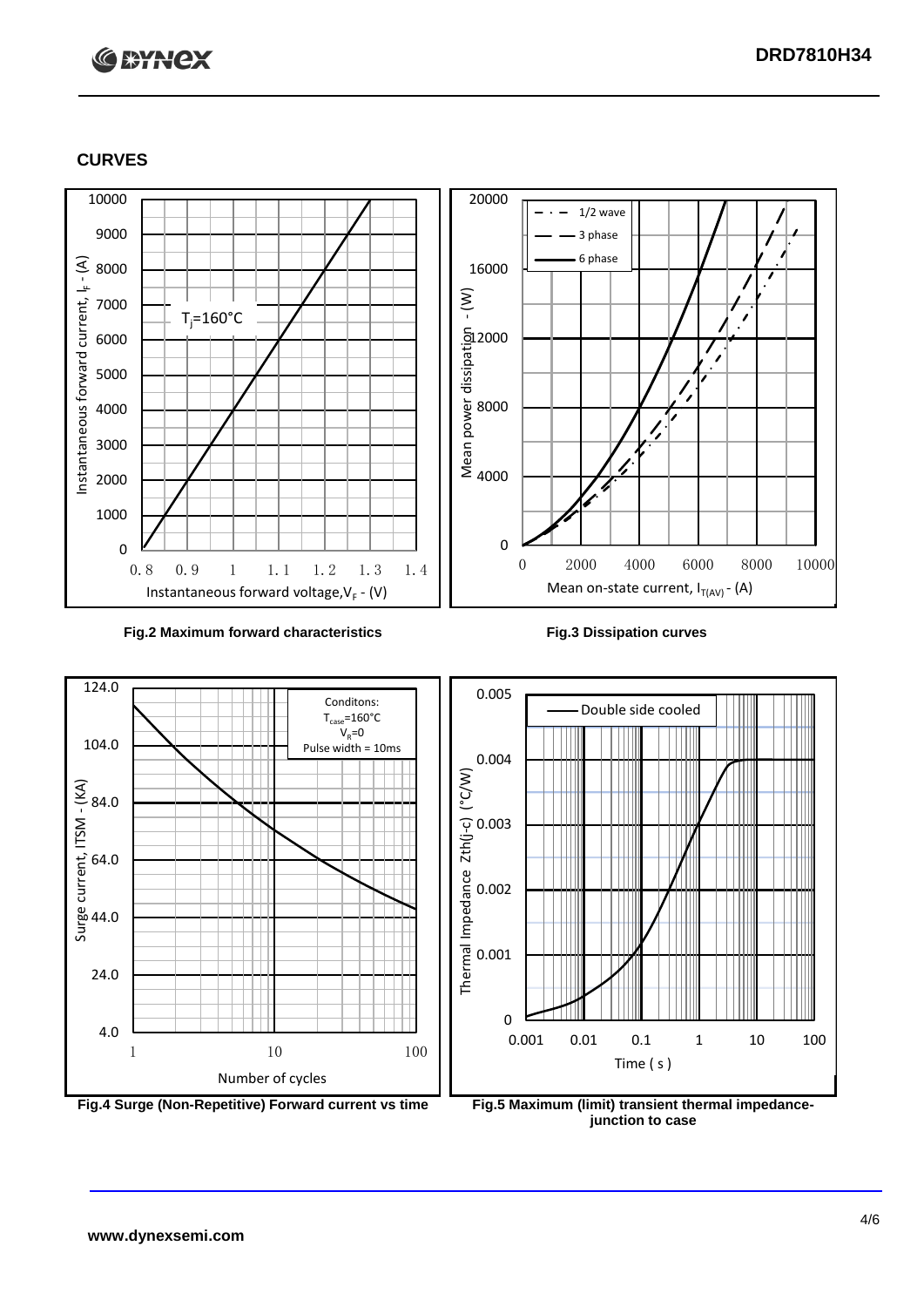## CURVES

Fig.2 Maximum forward characteristics

Fig.3 Dissipation curves

Fig.4 Surge (Non-Repetitive) Forward current vs time

Fig.5 Maximum (limit) transient thermal impedance-junction to case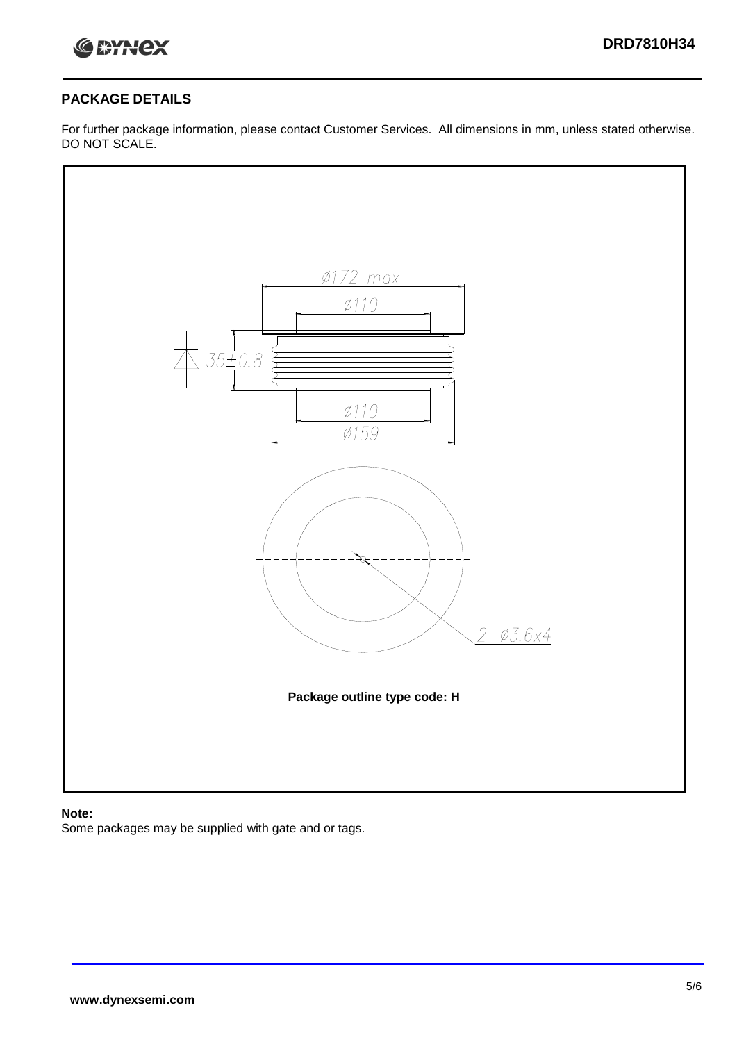## PACKAGE DETAILS

For further package information, please contact Customer Services. All dimensions in mm, unless stated otherwise. DO NOT SCALE.

Ø172 max

Ø110

35±0.8

Ø110

Ø159

2−Ø3.6x4

**Package outline type code: H**

**Note:**

Some packages may be supplied with gate and or tags.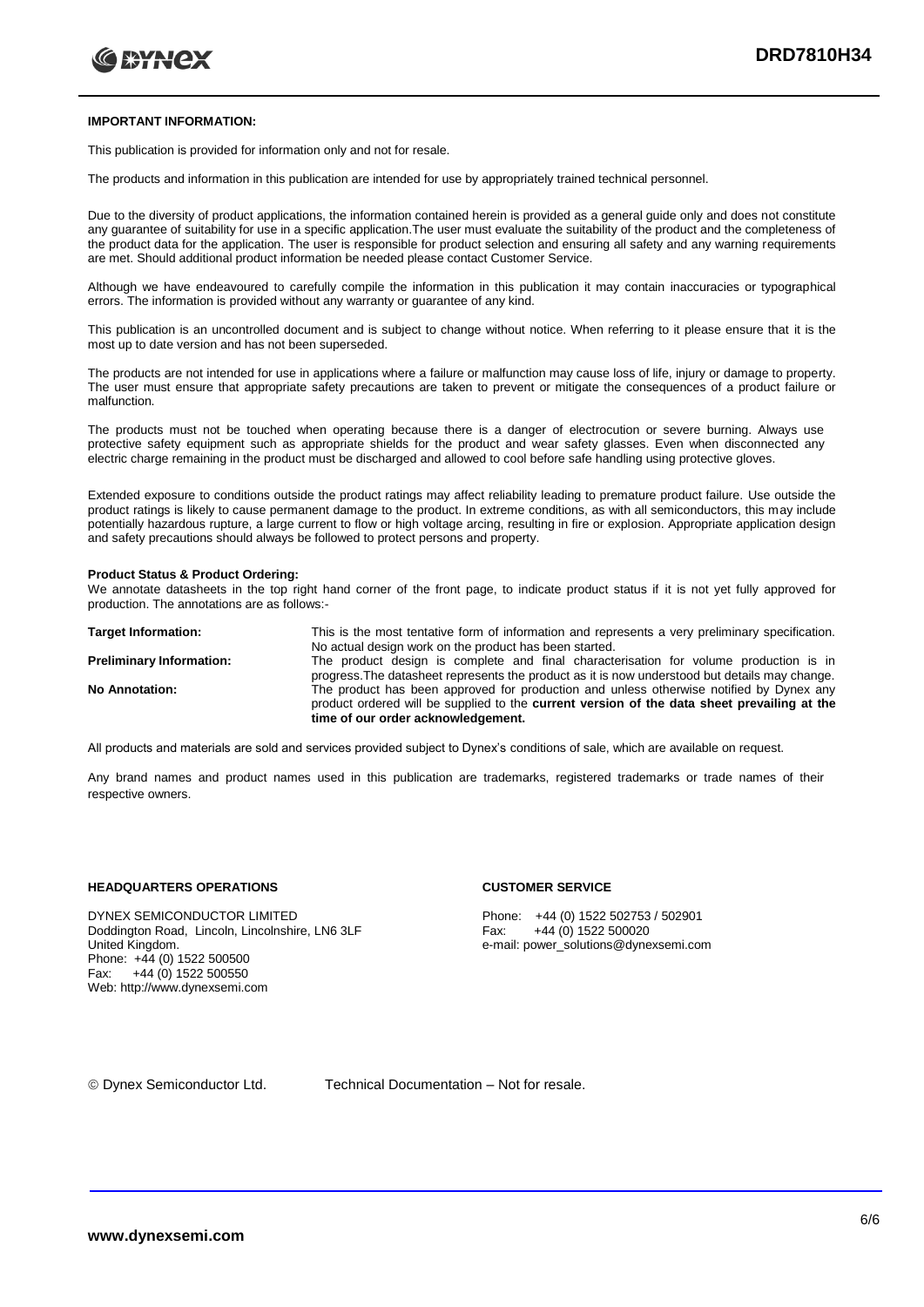**IMPORTANT INFORMATION:**

This publication is provided for information only and not for resale.

The products and information in this publication are intended for use by appropriately trained technical personnel.

Due to the diversity of product applications, the information contained herein is provided as a general guide only and does not constitute any guarantee of suitability for use in a specific application.The user must evaluate the suitability of the product and the completeness of the product data for the application. The user is responsible for product selection and ensuring all safety and any warning requirements are met. Should additional product information be needed please contact Customer Service.

Although we have endeavoured to carefully compile the information in this publication it may contain inaccuracies or typographical errors. The information is provided without any warranty or guarantee of any kind.

This publication is an uncontrolled document and is subject to change without notice. When referring to it please ensure that it is the most up to date version and has not been superseded.

The products are not intended for use in applications where a failure or malfunction may cause loss of life, injury or damage to property. The user must ensure that appropriate safety precautions are taken to prevent or mitigate the consequences of a product failure or malfunction.

The products must not be touched when operating because there is a danger of electrocution or severe burning. Always use protective safety equipment such as appropriate shields for the product and wear safety glasses. Even when disconnected any electric charge remaining in the product must be discharged and allowed to cool before safe handling using protective gloves.

Extended exposure to conditions outside the product ratings may affect reliability leading to premature product failure. Use outside the product ratings is likely to cause permanent damage to the product. In extreme conditions, as with all semiconductors, this may include potentially hazardous rupture, a large current to flow or high voltage arcing, resulting in fire or explosion. Appropriate application design and safety precautions should always be followed to protect persons and property.

**Product Status & Product Ordering:**

We annotate datasheets in the top right hand corner of the front page, to indicate product status if it is not yet fully approved for production. The annotations are as follows:-

| | |
|---|---|
| **Target Information:** | This is the most tentative form of information and represents a very preliminary specification. No actual design work on the product has been started. |
| **Preliminary Information:** | The product design is complete and final characterisation for volume production is in progress.The datasheet represents the product as it is now understood but details may change. |
| **No Annotation:** | The product has been approved for production and unless otherwise notified by Dynex any product ordered will be supplied to the **current version of the data sheet prevailing at the time of our order acknowledgement.** |

All products and materials are sold and services provided subject to Dynex's conditions of sale, which are available on request.

Any brand names and product names used in this publication are trademarks, registered trademarks or trade names of their respective owners.

**HEADQUARTERS OPERATIONS**

DYNEX SEMICONDUCTOR LIMITED
Doddington Road, Lincoln, Lincolnshire, LN6 3LF
United Kingdom.
Phone: +44 (0) 1522 500500
Fax: +44 (0) 1522 500550
Web: http://www.dynexsemi.com

**CUSTOMER SERVICE**

Phone: +44 (0) 1522 502753 / 502901
Fax: +44 (0) 1522 500020
e-mail: power_solutions@dynexsemi.com

© Dynex Semiconductor Ltd. Technical Documentation – Not for resale.